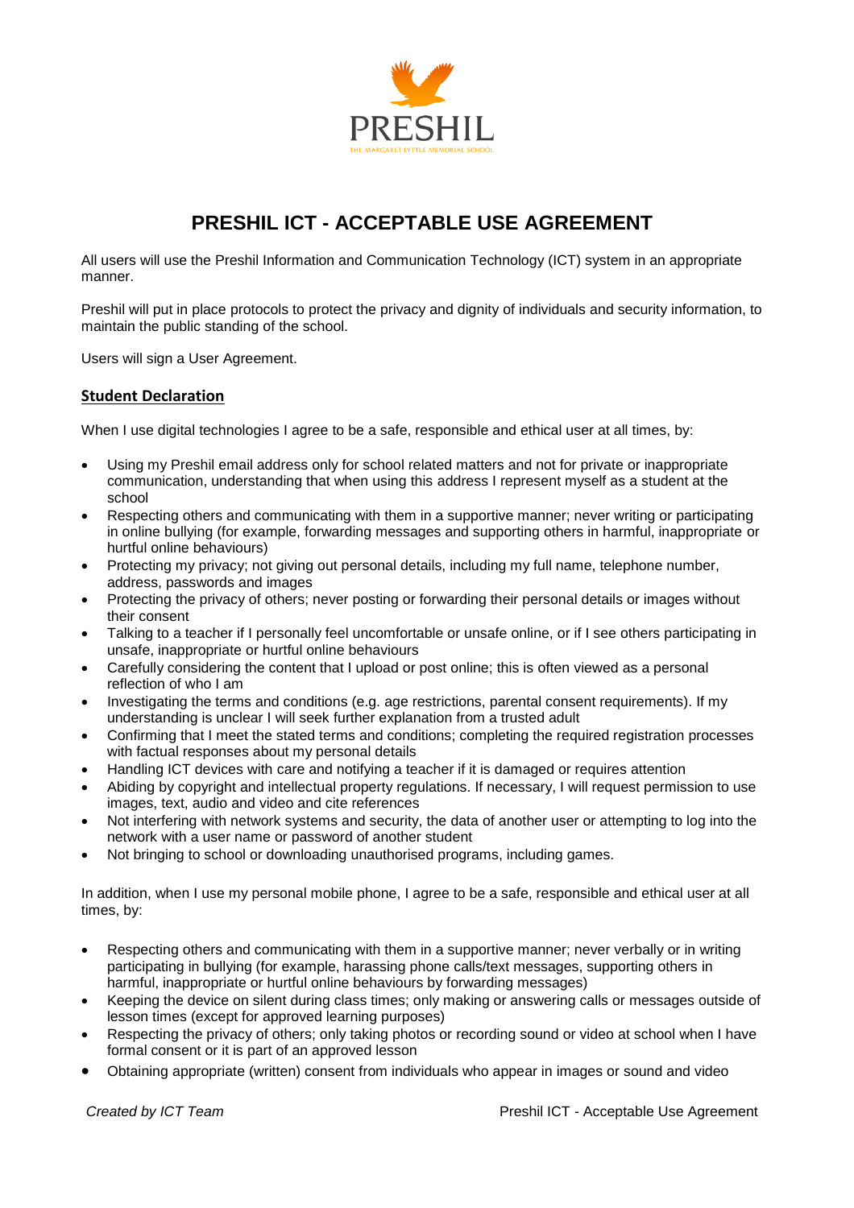PRESHIL

THE MARGARET LYTTLE MEMORIAL SCHOOL

# PRESHIL ICT - ACCEPTABLE USE AGREEMENT

All users will use the Preshil Information and Communication Technology (ICT) system in an appropriate manner.

Preshil will put in place protocols to protect the privacy and dignity of individuals and security information, to maintain the public standing of the school.

Users will sign a User Agreement.

## Student Declaration

When I use digital technologies I agree to be a safe, responsible and ethical user at all times, by:

- Using my Preshil email address only for school related matters and not for private or inappropriate communication, understanding that when using this address I represent myself as a student at the school
- Respecting others and communicating with them in a supportive manner; never writing or participating in online bullying (for example, forwarding messages and supporting others in harmful, inappropriate or hurtful online behaviours)
- Protecting my privacy; not giving out personal details, including my full name, telephone number, address, passwords and images
- Protecting the privacy of others; never posting or forwarding their personal details or images without their consent
- Talking to a teacher if I personally feel uncomfortable or unsafe online, or if I see others participating in unsafe, inappropriate or hurtful online behaviours
- Carefully considering the content that I upload or post online; this is often viewed as a personal reflection of who I am
- Investigating the terms and conditions (e.g. age restrictions, parental consent requirements). If my understanding is unclear I will seek further explanation from a trusted adult
- Confirming that I meet the stated terms and conditions; completing the required registration processes with factual responses about my personal details
- Handling ICT devices with care and notifying a teacher if it is damaged or requires attention
- Abiding by copyright and intellectual property regulations. If necessary, I will request permission to use images, text, audio and video and cite references
- Not interfering with network systems and security, the data of another user or attempting to log into the network with a user name or password of another student
- Not bringing to school or downloading unauthorised programs, including games.

In addition, when I use my personal mobile phone, I agree to be a safe, responsible and ethical user at all times, by:

- Respecting others and communicating with them in a supportive manner; never verbally or in writing participating in bullying (for example, harassing phone calls/text messages, supporting others in harmful, inappropriate or hurtful online behaviours by forwarding messages)
- Keeping the device on silent during class times; only making or answering calls or messages outside of lesson times (except for approved learning purposes)
- Respecting the privacy of others; only taking photos or recording sound or video at school when I have formal consent or it is part of an approved lesson
- Obtaining appropriate (written) consent from individuals who appear in images or sound and video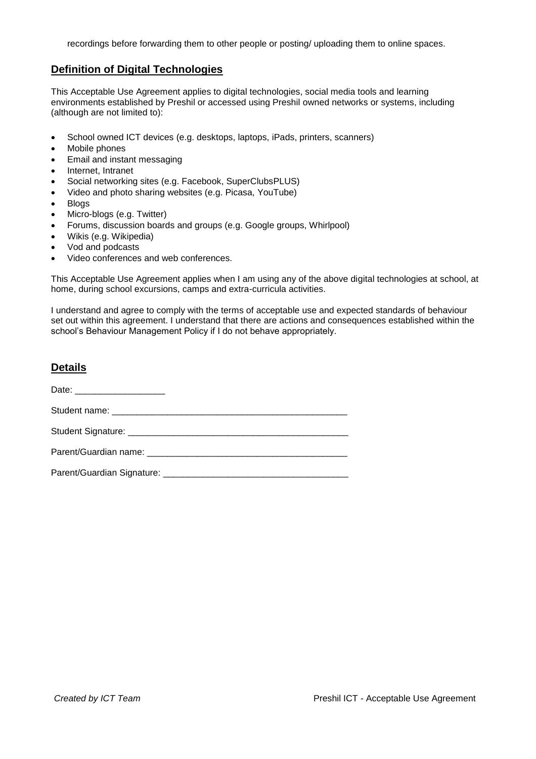recordings before forwarding them to other people or posting/ uploading them to online spaces.

## Definition of Digital Technologies

This Acceptable Use Agreement applies to digital technologies, social media tools and learning environments established by Preshil or accessed using Preshil owned networks or systems, including (although are not limited to):

- School owned ICT devices (e.g. desktops, laptops, iPads, printers, scanners)
- Mobile phones
- Email and instant messaging
- Internet, Intranet
- Social networking sites (e.g. Facebook, SuperClubsPLUS)
- Video and photo sharing websites (e.g. Picasa, YouTube)
- Blogs
- Micro-blogs (e.g. Twitter)
- Forums, discussion boards and groups (e.g. Google groups, Whirlpool)
- Wikis (e.g. Wikipedia)
- Vod and podcasts
- Video conferences and web conferences.

This Acceptable Use Agreement applies when I am using any of the above digital technologies at school, at home, during school excursions, camps and extra-curricula activities.

I understand and agree to comply with the terms of acceptable use and expected standards of behaviour set out within this agreement. I understand that there are actions and consequences established within the school's Behaviour Management Policy if I do not behave appropriately.

## Details

Date: __________________

Student name: ________________________________________________

Student Signature: ____________________________________________

Parent/Guardian name: ________________________________________

Parent/Guardian Signature: _____________________________________